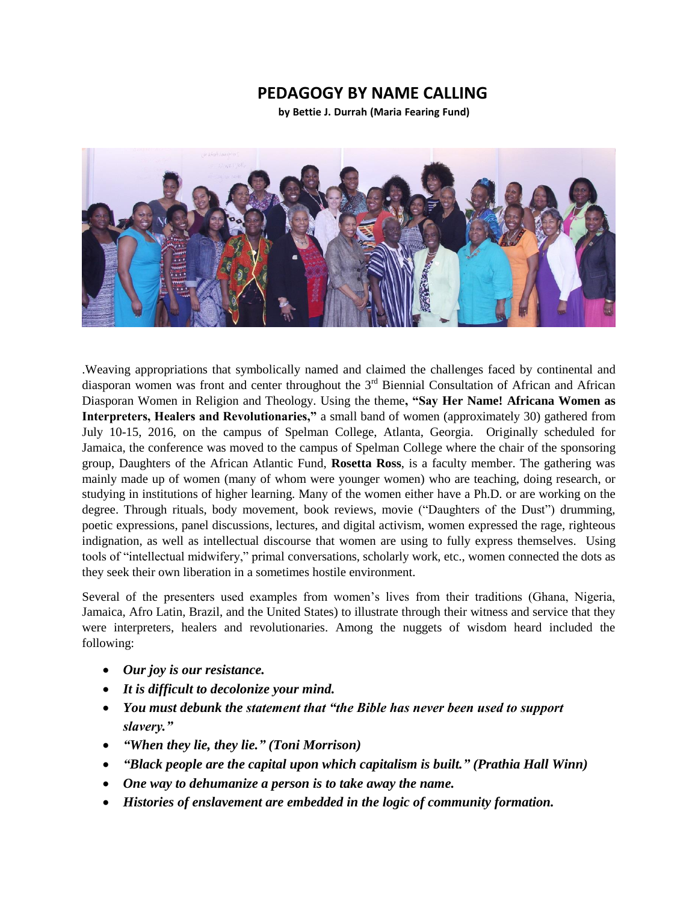# PEDAGOGY BY NAME CALLING

**by Bettie J. Durrah (Maria Fearing Fund)**

.Weaving appropriations that symbolically named and claimed the challenges faced by continental and diasporan women was front and center throughout the 3rd Biennial Consultation of African and African Diasporan Women in Religion and Theology. Using the theme**, "Say Her Name! Africana Women as Interpreters, Healers and Revolutionaries,"** a small band of women (approximately 30) gathered from July 10-15, 2016, on the campus of Spelman College, Atlanta, Georgia. Originally scheduled for Jamaica, the conference was moved to the campus of Spelman College where the chair of the sponsoring group, Daughters of the African Atlantic Fund, **Rosetta Ross**, is a faculty member. The gathering was mainly made up of women (many of whom were younger women) who are teaching, doing research, or studying in institutions of higher learning. Many of the women either have a Ph.D. or are working on the degree. Through rituals, body movement, book reviews, movie ("Daughters of the Dust") drumming, poetic expressions, panel discussions, lectures, and digital activism, women expressed the rage, righteous indignation, as well as intellectual discourse that women are using to fully express themselves. Using tools of "intellectual midwifery," primal conversations, scholarly work, etc., women connected the dots as they seek their own liberation in a sometimes hostile environment.

Several of the presenters used examples from women's lives from their traditions (Ghana, Nigeria, Jamaica, Afro Latin, Brazil, and the United States) to illustrate through their witness and service that they were interpreters, healers and revolutionaries. Among the nuggets of wisdom heard included the following:

- ***Our joy is our resistance.***
- ***It is difficult to decolonize your mind.***
- ***You must debunk the statement that "the Bible has never been used to support slavery."***
- ***"When they lie, they lie." (Toni Morrison)***
- ***"Black people are the capital upon which capitalism is built." (Prathia Hall Winn)***
- ***One way to dehumanize a person is to take away the name.***
- ***Histories of enslavement are embedded in the logic of community formation.***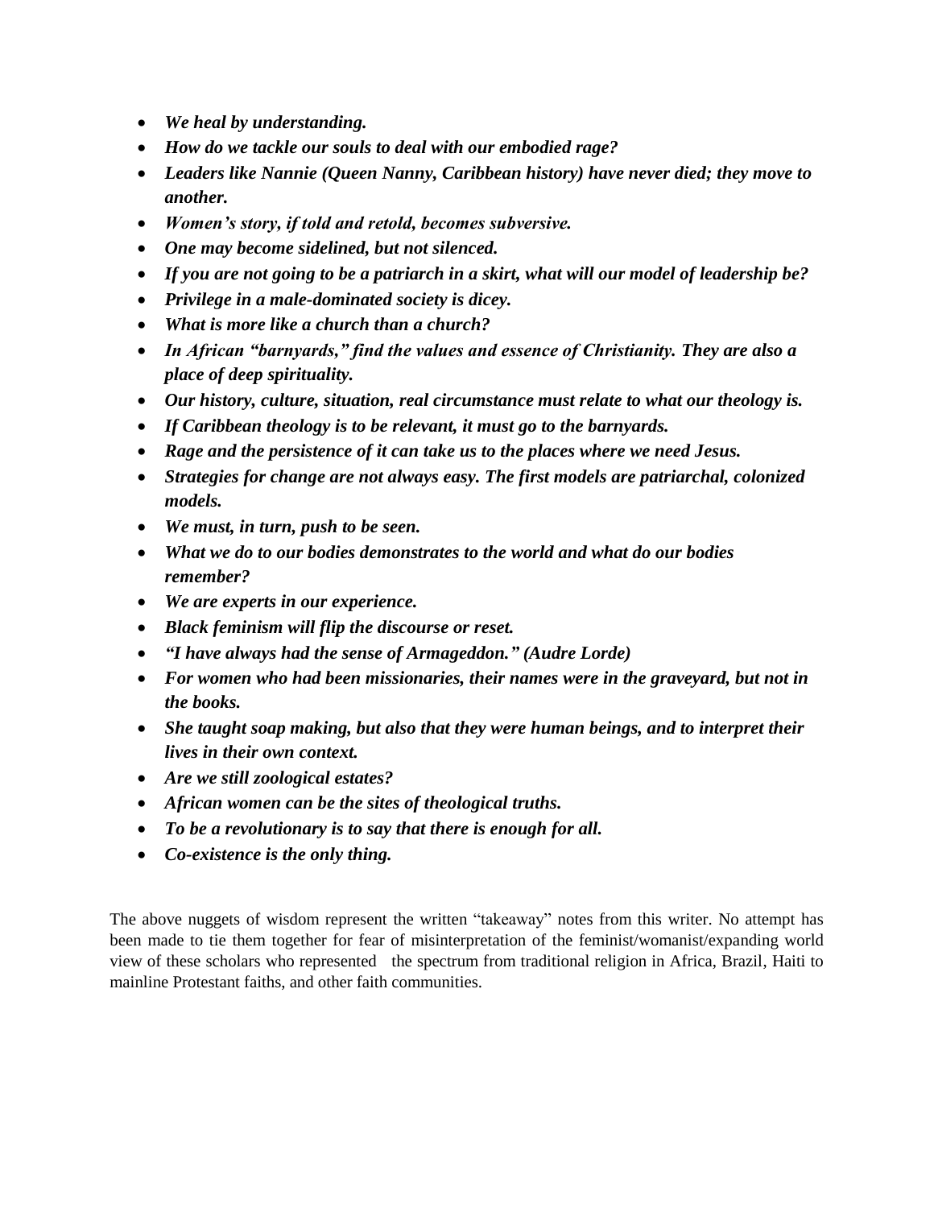- ***We heal by understanding.***
- ***How do we tackle our souls to deal with our embodied rage?***
- ***Leaders like Nannie (Queen Nanny, Caribbean history) have never died; they move to another.***
- ***Women's story, if told and retold, becomes subversive.***
- ***One may become sidelined, but not silenced.***
- ***If you are not going to be a patriarch in a skirt, what will our model of leadership be?***
- ***Privilege in a male-dominated society is dicey.***
- ***What is more like a church than a church?***
- ***In African "barnyards," find the values and essence of Christianity. They are also a place of deep spirituality.***
- ***Our history, culture, situation, real circumstance must relate to what our theology is.***
- ***If Caribbean theology is to be relevant, it must go to the barnyards.***
- ***Rage and the persistence of it can take us to the places where we need Jesus.***
- ***Strategies for change are not always easy. The first models are patriarchal, colonized models.***
- ***We must, in turn, push to be seen.***
- ***What we do to our bodies demonstrates to the world and what do our bodies remember?***
- ***We are experts in our experience.***
- ***Black feminism will flip the discourse or reset.***
- ***"I have always had the sense of Armageddon." (Audre Lorde)***
- ***For women who had been missionaries, their names were in the graveyard, but not in the books.***
- ***She taught soap making, but also that they were human beings, and to interpret their lives in their own context.***
- ***Are we still zoological estates?***
- ***African women can be the sites of theological truths.***
- ***To be a revolutionary is to say that there is enough for all.***
- ***Co-existence is the only thing.***

The above nuggets of wisdom represent the written "takeaway" notes from this writer. No attempt has been made to tie them together for fear of misinterpretation of the feminist/womanist/expanding world view of these scholars who represented the spectrum from traditional religion in Africa, Brazil, Haiti to mainline Protestant faiths, and other faith communities.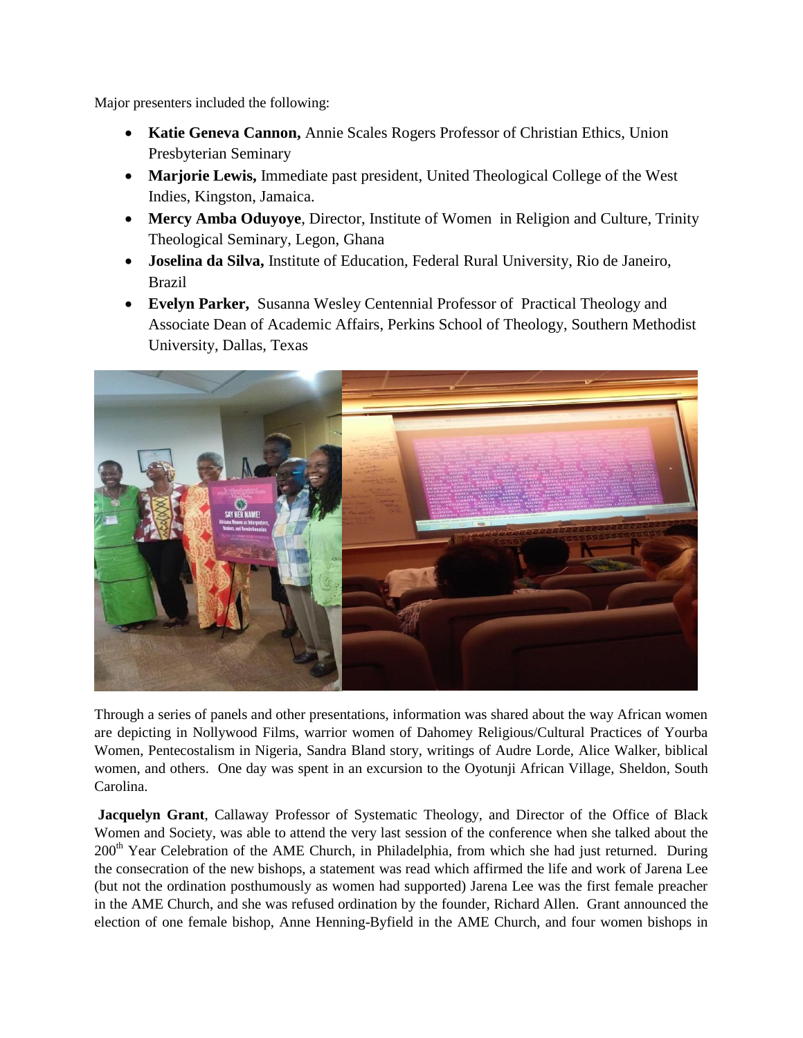Major presenters included the following:

- **Katie Geneva Cannon,** Annie Scales Rogers Professor of Christian Ethics, Union Presbyterian Seminary
- **Marjorie Lewis,** Immediate past president, United Theological College of the West Indies, Kingston, Jamaica.
- **Mercy Amba Oduyoye**, Director, Institute of Women in Religion and Culture, Trinity Theological Seminary, Legon, Ghana
- **Joselina da Silva,** Institute of Education, Federal Rural University, Rio de Janeiro, Brazil
- **Evelyn Parker,** Susanna Wesley Centennial Professor of Practical Theology and Associate Dean of Academic Affairs, Perkins School of Theology, Southern Methodist University, Dallas, Texas

Through a series of panels and other presentations, information was shared about the way African women are depicting in Nollywood Films, warrior women of Dahomey Religious/Cultural Practices of Yourba Women, Pentecostalism in Nigeria, Sandra Bland story, writings of Audre Lorde, Alice Walker, biblical women, and others. One day was spent in an excursion to the Oyotunji African Village, Sheldon, South Carolina.

**Jacquelyn Grant**, Callaway Professor of Systematic Theology, and Director of the Office of Black Women and Society, was able to attend the very last session of the conference when she talked about the 200th Year Celebration of the AME Church, in Philadelphia, from which she had just returned. During the consecration of the new bishops, a statement was read which affirmed the life and work of Jarena Lee (but not the ordination posthumously as women had supported) Jarena Lee was the first female preacher in the AME Church, and she was refused ordination by the founder, Richard Allen. Grant announced the election of one female bishop, Anne Henning-Byfield in the AME Church, and four women bishops in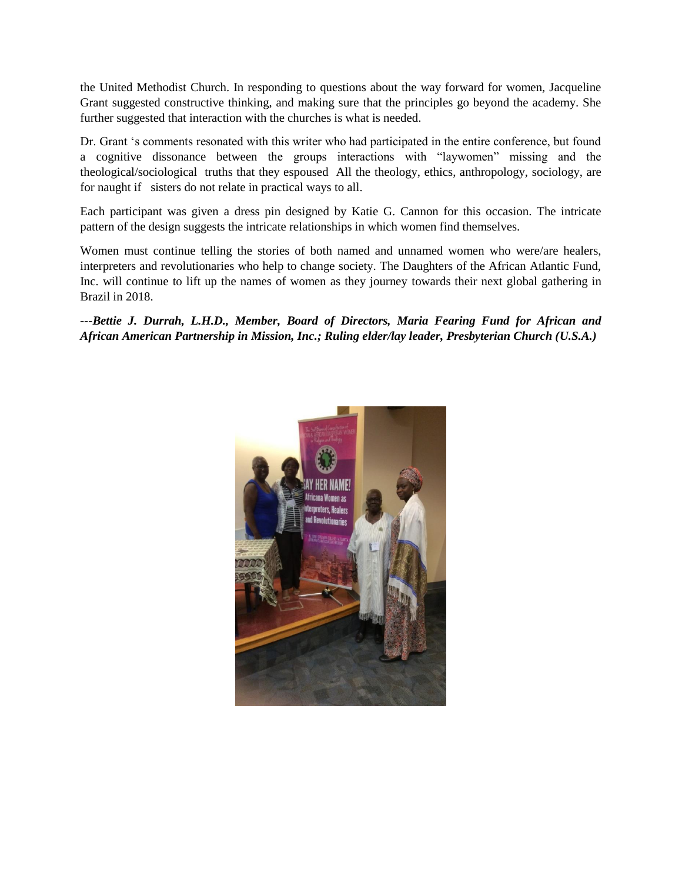the United Methodist Church. In responding to questions about the way forward for women, Jacqueline Grant suggested constructive thinking, and making sure that the principles go beyond the academy. She further suggested that interaction with the churches is what is needed.

Dr. Grant 's comments resonated with this writer who had participated in the entire conference, but found a cognitive dissonance between the groups interactions with "laywomen" missing and the theological/sociological truths that they espoused All the theology, ethics, anthropology, sociology, are for naught if sisters do not relate in practical ways to all.

Each participant was given a dress pin designed by Katie G. Cannon for this occasion. The intricate pattern of the design suggests the intricate relationships in which women find themselves.

Women must continue telling the stories of both named and unnamed women who were/are healers, interpreters and revolutionaries who help to change society. The Daughters of the African Atlantic Fund, Inc. will continue to lift up the names of women as they journey towards their next global gathering in Brazil in 2018.

***---Bettie J. Durrah, L.H.D., Member, Board of Directors, Maria Fearing Fund for African and African American Partnership in Mission, Inc.; Ruling elder/lay leader, Presbyterian Church (U.S.A.)***